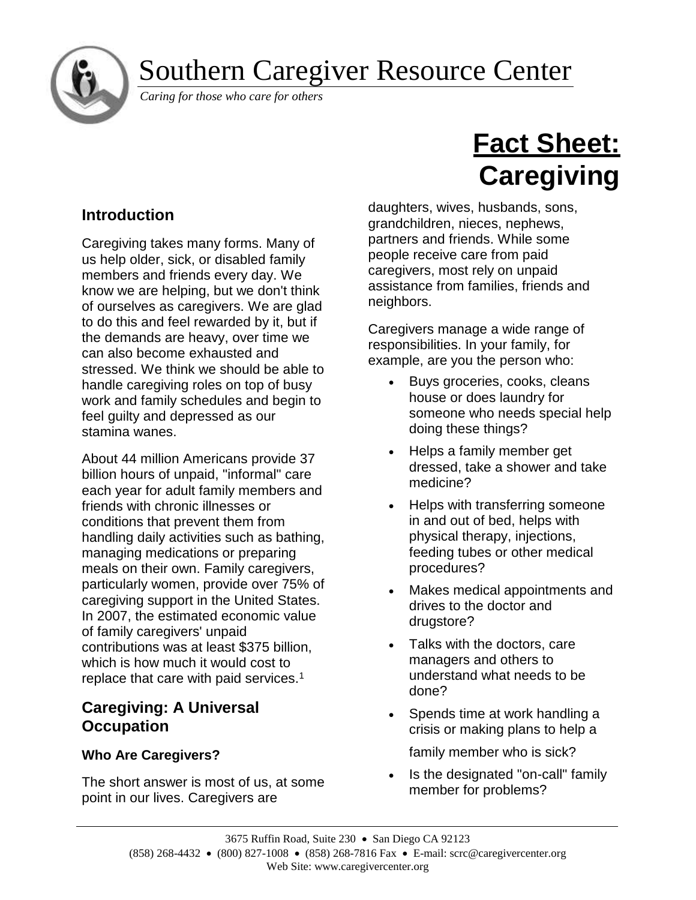# Southern Caregiver Resource Center

*Caring for those who care for others*

# Fact Sheet: Caregiving

## Introduction

Caregiving takes many forms. Many of us help older, sick, or disabled family members and friends every day. We know we are helping, but we don't think of ourselves as caregivers. We are glad to do this and feel rewarded by it, but if the demands are heavy, over time we can also become exhausted and stressed. We think we should be able to handle caregiving roles on top of busy work and family schedules and begin to feel guilty and depressed as our stamina wanes.

About 44 million Americans provide 37 billion hours of unpaid, "informal" care each year for adult family members and friends with chronic illnesses or conditions that prevent them from handling daily activities such as bathing, managing medications or preparing meals on their own. Family caregivers, particularly women, provide over 75% of caregiving support in the United States. In 2007, the estimated economic value of family caregivers' unpaid contributions was at least $375 billion, which is how much it would cost to replace that care with paid services.[1]

## Caregiving: A Universal Occupation

### Who Are Caregivers?

The short answer is most of us, at some point in our lives. Caregivers are daughters, wives, husbands, sons, grandchildren, nieces, nephews, partners and friends. While some people receive care from paid caregivers, most rely on unpaid assistance from families, friends and neighbors.

Caregivers manage a wide range of responsibilities. In your family, for example, are you the person who:

- Buys groceries, cooks, cleans house or does laundry for someone who needs special help doing these things?
- Helps a family member get dressed, take a shower and take medicine?
- Helps with transferring someone in and out of bed, helps with physical therapy, injections, feeding tubes or other medical procedures?
- Makes medical appointments and drives to the doctor and drugstore?
- Talks with the doctors, care managers and others to understand what needs to be done?
- Spends time at work handling a crisis or making plans to help a family member who is sick?
- Is the designated "on-call" family member for problems?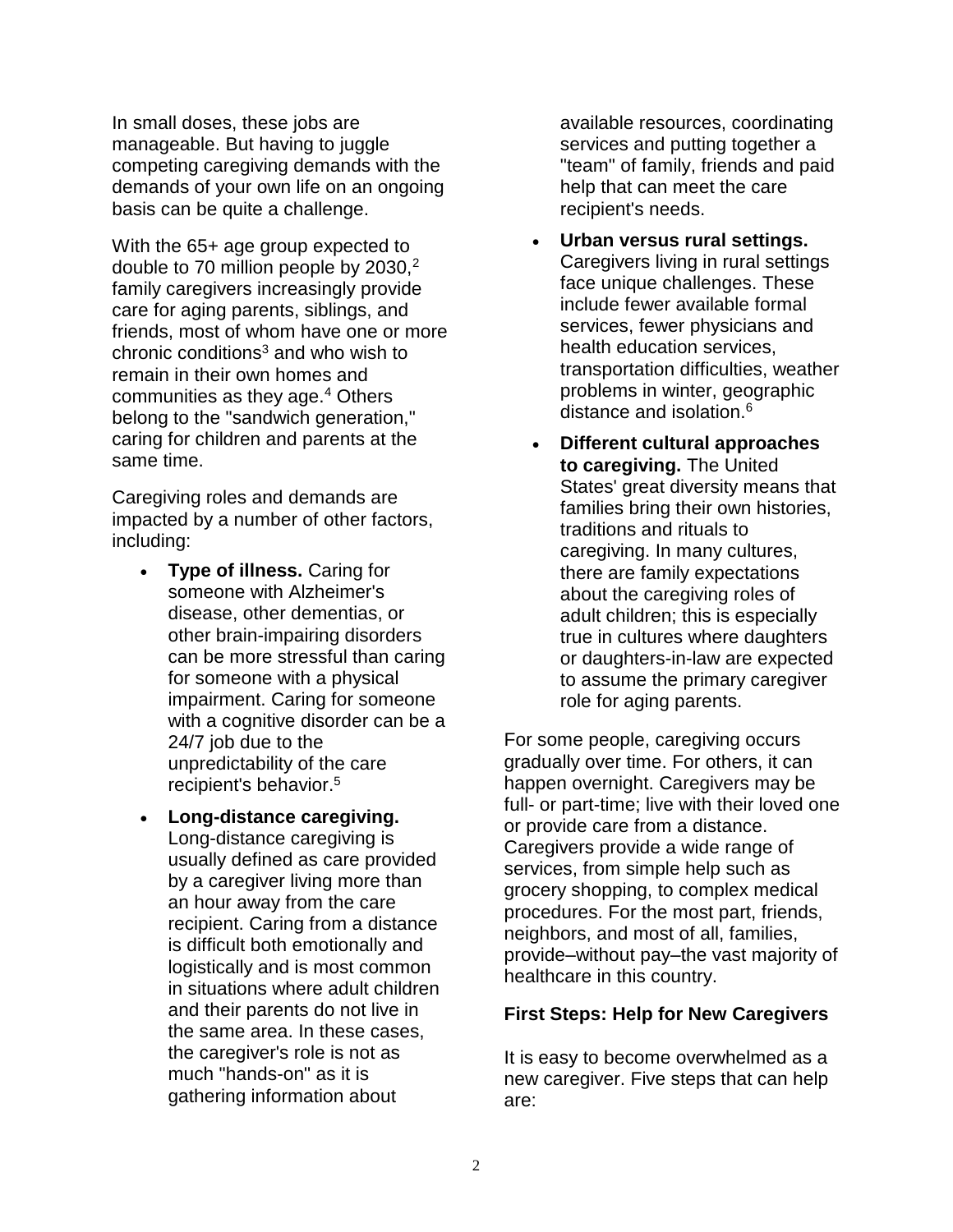In small doses, these jobs are manageable. But having to juggle competing caregiving demands with the demands of your own life on an ongoing basis can be quite a challenge.

With the 65+ age group expected to double to 70 million people by 2030,[2] family caregivers increasingly provide care for aging parents, siblings, and friends, most of whom have one or more chronic conditions[3] and who wish to remain in their own homes and communities as they age.[4] Others belong to the "sandwich generation," caring for children and parents at the same time.

Caregiving roles and demands are impacted by a number of other factors, including:

- **Type of illness.** Caring for someone with Alzheimer's disease, other dementias, or other brain-impairing disorders can be more stressful than caring for someone with a physical impairment. Caring for someone with a cognitive disorder can be a 24/7 job due to the unpredictability of the care recipient's behavior.[5]
- **Long-distance caregiving.** Long-distance caregiving is usually defined as care provided by a caregiver living more than an hour away from the care recipient. Caring from a distance is difficult both emotionally and logistically and is most common in situations where adult children and their parents do not live in the same area. In these cases, the caregiver's role is not as much "hands-on" as it is gathering information about available resources, coordinating services and putting together a "team" of family, friends and paid help that can meet the care recipient's needs.
- **Urban versus rural settings.** Caregivers living in rural settings face unique challenges. These include fewer available formal services, fewer physicians and health education services, transportation difficulties, weather problems in winter, geographic distance and isolation.[6]
- **Different cultural approaches to caregiving.** The United States' great diversity means that families bring their own histories, traditions and rituals to caregiving. In many cultures, there are family expectations about the caregiving roles of adult children; this is especially true in cultures where daughters or daughters-in-law are expected to assume the primary caregiver role for aging parents.

For some people, caregiving occurs gradually over time. For others, it can happen overnight. Caregivers may be full- or part-time; live with their loved one or provide care from a distance. Caregivers provide a wide range of services, from simple help such as grocery shopping, to complex medical procedures. For the most part, friends, neighbors, and most of all, families, provide–without pay–the vast majority of healthcare in this country.

**First Steps: Help for New Caregivers**

It is easy to become overwhelmed as a new caregiver. Five steps that can help are: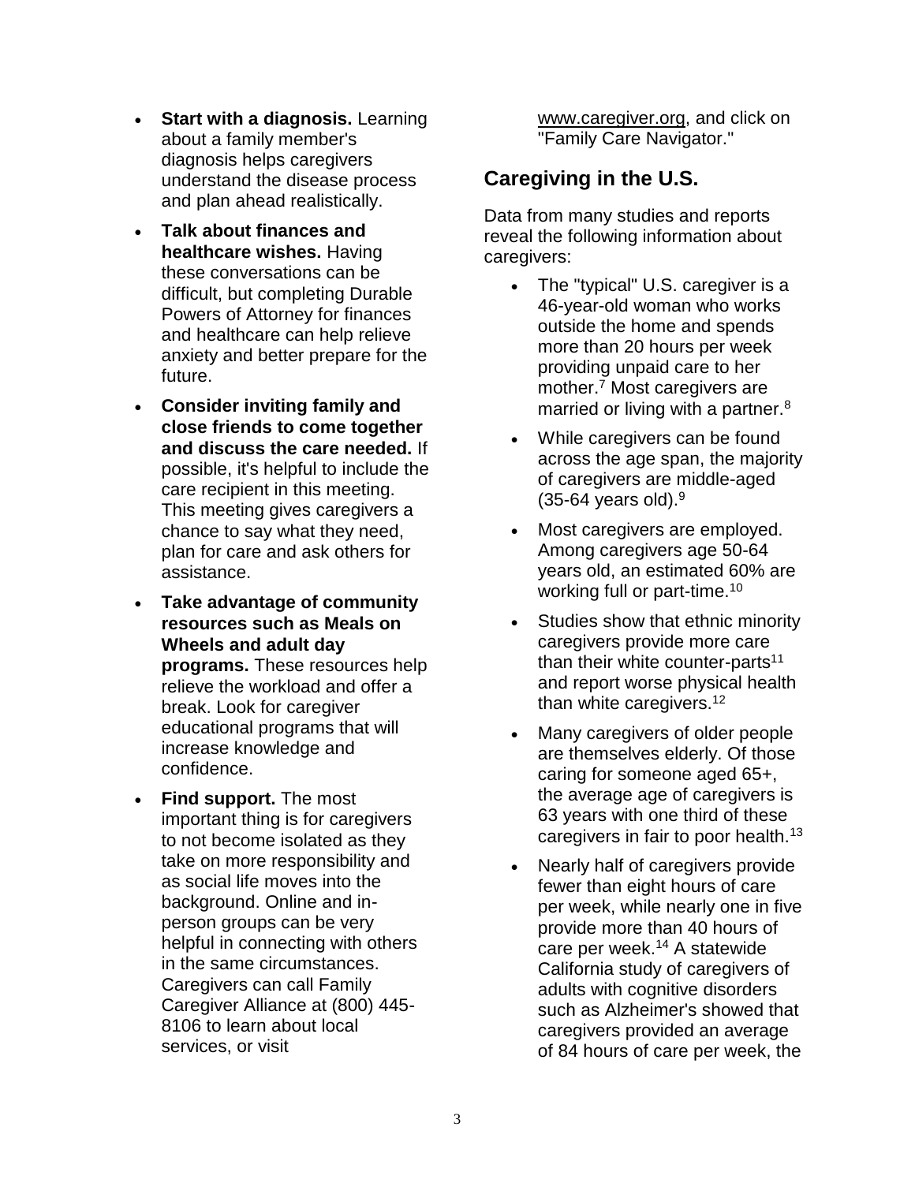- **Start with a diagnosis.** Learning about a family member's diagnosis helps caregivers understand the disease process and plan ahead realistically.
- **Talk about finances and healthcare wishes.** Having these conversations can be difficult, but completing Durable Powers of Attorney for finances and healthcare can help relieve anxiety and better prepare for the future.
- **Consider inviting family and close friends to come together and discuss the care needed.** If possible, it's helpful to include the care recipient in this meeting. This meeting gives caregivers a chance to say what they need, plan for care and ask others for assistance.
- **Take advantage of community resources such as Meals on Wheels and adult day programs.** These resources help relieve the workload and offer a break. Look for caregiver educational programs that will increase knowledge and confidence.
- **Find support.** The most important thing is for caregivers to not become isolated as they take on more responsibility and as social life moves into the background. Online and in-person groups can be very helpful in connecting with others in the same circumstances. Caregivers can call Family Caregiver Alliance at (800) 445-8106 to learn about local services, or visit www.caregiver.org, and click on "Family Care Navigator."

## Caregiving in the U.S.

Data from many studies and reports reveal the following information about caregivers:

- The "typical" U.S. caregiver is a 46-year-old woman who works outside the home and spends more than 20 hours per week providing unpaid care to her mother.[7] Most caregivers are married or living with a partner.[8]
- While caregivers can be found across the age span, the majority of caregivers are middle-aged (35-64 years old).[9]
- Most caregivers are employed. Among caregivers age 50-64 years old, an estimated 60% are working full or part-time.[10]
- Studies show that ethnic minority caregivers provide more care than their white counter-parts[11] and report worse physical health than white caregivers.[12]
- Many caregivers of older people are themselves elderly. Of those caring for someone aged 65+, the average age of caregivers is 63 years with one third of these caregivers in fair to poor health.[13]
- Nearly half of caregivers provide fewer than eight hours of care per week, while nearly one in five provide more than 40 hours of care per week.[14] A statewide California study of caregivers of adults with cognitive disorders such as Alzheimer's showed that caregivers provided an average of 84 hours of care per week, the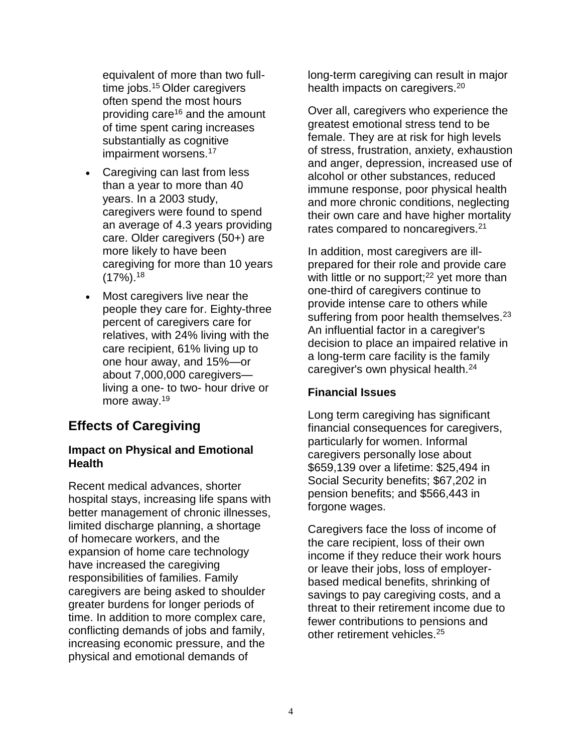equivalent of more than two full-time jobs.[15] Older caregivers often spend the most hours providing care[16] and the amount of time spent caring increases substantially as cognitive impairment worsens.[17]

- Caregiving can last from less than a year to more than 40 years. In a 2003 study, caregivers were found to spend an average of 4.3 years providing care. Older caregivers (50+) are more likely to have been caregiving for more than 10 years (17%).[18]
- Most caregivers live near the people they care for. Eighty-three percent of caregivers care for relatives, with 24% living with the care recipient, 61% living up to one hour away, and 15%—or about 7,000,000 caregivers—living a one- to two- hour drive or more away.[19]

## Effects of Caregiving

### Impact on Physical and Emotional Health

Recent medical advances, shorter hospital stays, increasing life spans with better management of chronic illnesses, limited discharge planning, a shortage of homecare workers, and the expansion of home care technology have increased the caregiving responsibilities of families. Family caregivers are being asked to shoulder greater burdens for longer periods of time. In addition to more complex care, conflicting demands of jobs and family, increasing economic pressure, and the physical and emotional demands of long-term caregiving can result in major health impacts on caregivers.[20]

Over all, caregivers who experience the greatest emotional stress tend to be female. They are at risk for high levels of stress, frustration, anxiety, exhaustion and anger, depression, increased use of alcohol or other substances, reduced immune response, poor physical health and more chronic conditions, neglecting their own care and have higher mortality rates compared to noncaregivers.[21]

In addition, most caregivers are ill-prepared for their role and provide care with little or no support;[22] yet more than one-third of caregivers continue to provide intense care to others while suffering from poor health themselves.[23] An influential factor in a caregiver's decision to place an impaired relative in a long-term care facility is the family caregiver's own physical health.[24]

### Financial Issues

Long term caregiving has significant financial consequences for caregivers, particularly for women. Informal caregivers personally lose about $659,139 over a lifetime: $25,494 in Social Security benefits; $67,202 in pension benefits; and $566,443 in forgone wages.

Caregivers face the loss of income of the care recipient, loss of their own income if they reduce their work hours or leave their jobs, loss of employer-based medical benefits, shrinking of savings to pay caregiving costs, and a threat to their retirement income due to fewer contributions to pensions and other retirement vehicles.[25]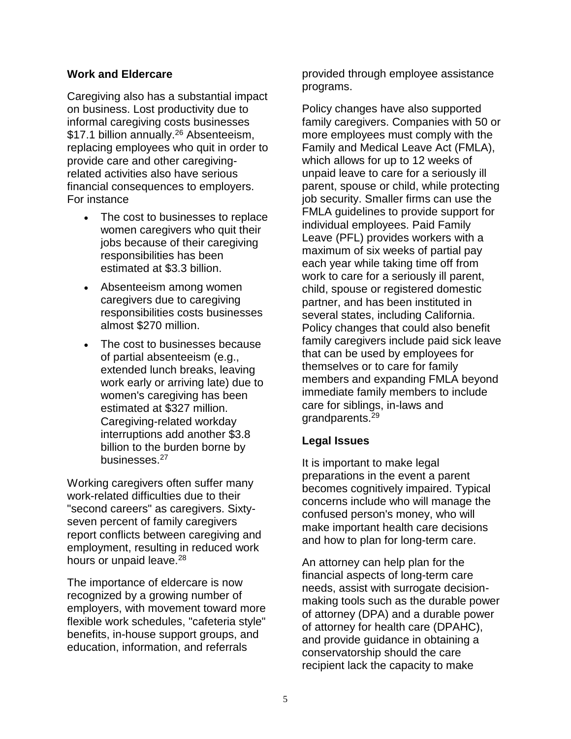## Work and Eldercare

Caregiving also has a substantial impact on business. Lost productivity due to informal caregiving costs businesses $17.1 billion annually.[26] Absenteeism, replacing employees who quit in order to provide care and other caregiving-related activities also have serious financial consequences to employers. For instance

- The cost to businesses to replace women caregivers who quit their jobs because of their caregiving responsibilities has been estimated at $3.3 billion.
- Absenteeism among women caregivers due to caregiving responsibilities costs businesses almost $270 million.
- The cost to businesses because of partial absenteeism (e.g., extended lunch breaks, leaving work early or arriving late) due to women's caregiving has been estimated at $327 million. Caregiving-related workday interruptions add another $3.8 billion to the burden borne by businesses.[27]

Working caregivers often suffer many work-related difficulties due to their "second careers" as caregivers. Sixty-seven percent of family caregivers report conflicts between caregiving and employment, resulting in reduced work hours or unpaid leave.[28]

The importance of eldercare is now recognized by a growing number of employers, with movement toward more flexible work schedules, "cafeteria style" benefits, in-house support groups, and education, information, and referrals provided through employee assistance programs.

Policy changes have also supported family caregivers. Companies with 50 or more employees must comply with the Family and Medical Leave Act (FMLA), which allows for up to 12 weeks of unpaid leave to care for a seriously ill parent, spouse or child, while protecting job security. Smaller firms can use the FMLA guidelines to provide support for individual employees. Paid Family Leave (PFL) provides workers with a maximum of six weeks of partial pay each year while taking time off from work to care for a seriously ill parent, child, spouse or registered domestic partner, and has been instituted in several states, including California. Policy changes that could also benefit family caregivers include paid sick leave that can be used by employees for themselves or to care for family members and expanding FMLA beyond immediate family members to include care for siblings, in-laws and grandparents.[29]

## Legal Issues

It is important to make legal preparations in the event a parent becomes cognitively impaired. Typical concerns include who will manage the confused person's money, who will make important health care decisions and how to plan for long-term care.

An attorney can help plan for the financial aspects of long-term care needs, assist with surrogate decision-making tools such as the durable power of attorney (DPA) and a durable power of attorney for health care (DPAHC), and provide guidance in obtaining a conservatorship should the care recipient lack the capacity to make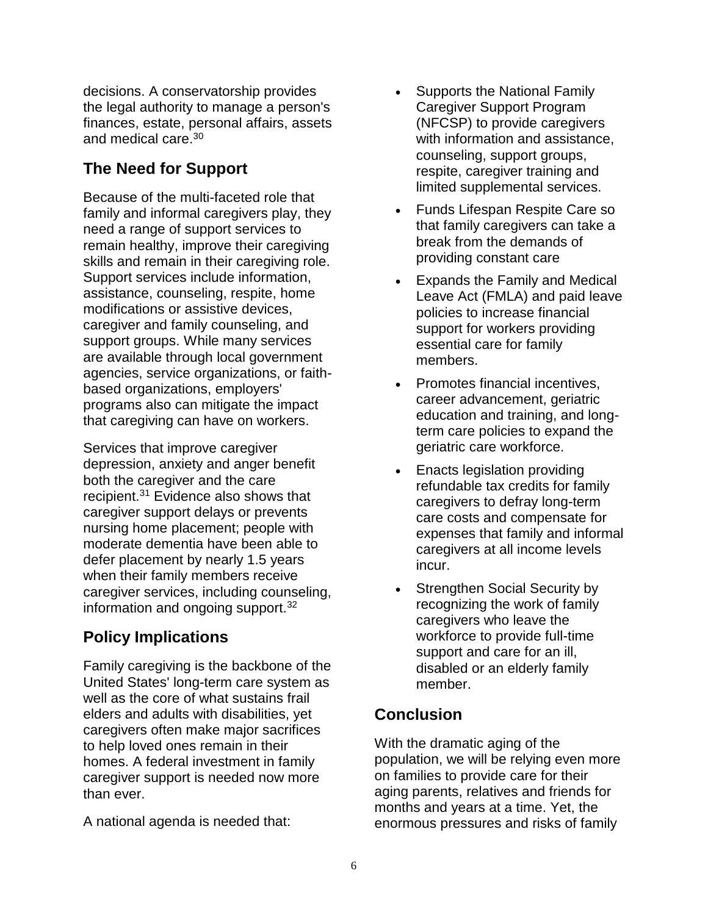decisions. A conservatorship provides the legal authority to manage a person's finances, estate, personal affairs, assets and medical care.[30]

## The Need for Support

Because of the multi-faceted role that family and informal caregivers play, they need a range of support services to remain healthy, improve their caregiving skills and remain in their caregiving role. Support services include information, assistance, counseling, respite, home modifications or assistive devices, caregiver and family counseling, and support groups. While many services are available through local government agencies, service organizations, or faith-based organizations, employers' programs also can mitigate the impact that caregiving can have on workers.

Services that improve caregiver depression, anxiety and anger benefit both the caregiver and the care recipient.[31] Evidence also shows that caregiver support delays or prevents nursing home placement; people with moderate dementia have been able to defer placement by nearly 1.5 years when their family members receive caregiver services, including counseling, information and ongoing support.[32]

## Policy Implications

Family caregiving is the backbone of the United States' long-term care system as well as the core of what sustains frail elders and adults with disabilities, yet caregivers often make major sacrifices to help loved ones remain in their homes. A federal investment in family caregiver support is needed now more than ever.

A national agenda is needed that:

- Supports the National Family Caregiver Support Program (NFCSP) to provide caregivers with information and assistance, counseling, support groups, respite, caregiver training and limited supplemental services.
- Funds Lifespan Respite Care so that family caregivers can take a break from the demands of providing constant care
- Expands the Family and Medical Leave Act (FMLA) and paid leave policies to increase financial support for workers providing essential care for family members.
- Promotes financial incentives, career advancement, geriatric education and training, and long-term care policies to expand the geriatric care workforce.
- Enacts legislation providing refundable tax credits for family caregivers to defray long-term care costs and compensate for expenses that family and informal caregivers at all income levels incur.
- Strengthen Social Security by recognizing the work of family caregivers who leave the workforce to provide full-time support and care for an ill, disabled or an elderly family member.

## Conclusion

With the dramatic aging of the population, we will be relying even more on families to provide care for their aging parents, relatives and friends for months and years at a time. Yet, the enormous pressures and risks of family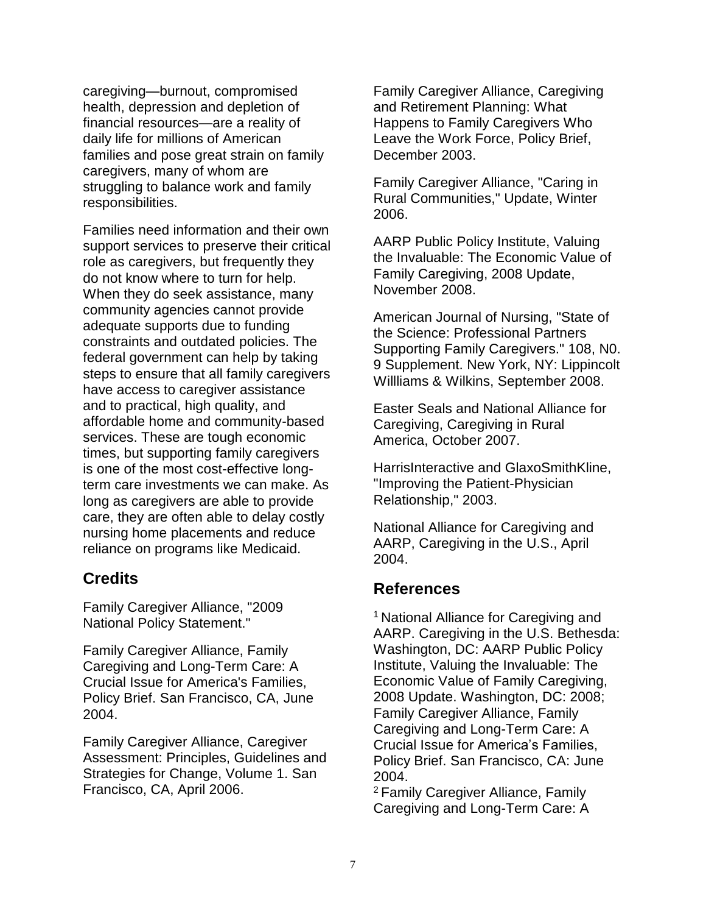caregiving—burnout, compromised health, depression and depletion of financial resources—are a reality of daily life for millions of American families and pose great strain on family caregivers, many of whom are struggling to balance work and family responsibilities.

Families need information and their own support services to preserve their critical role as caregivers, but frequently they do not know where to turn for help. When they do seek assistance, many community agencies cannot provide adequate supports due to funding constraints and outdated policies. The federal government can help by taking steps to ensure that all family caregivers have access to caregiver assistance and to practical, high quality, and affordable home and community-based services. These are tough economic times, but supporting family caregivers is one of the most cost-effective long-term care investments we can make. As long as caregivers are able to provide care, they are often able to delay costly nursing home placements and reduce reliance on programs like Medicaid.

## Credits

Family Caregiver Alliance, "2009 National Policy Statement."

Family Caregiver Alliance, Family Caregiving and Long-Term Care: A Crucial Issue for America's Families, Policy Brief. San Francisco, CA, June 2004.

Family Caregiver Alliance, Caregiver Assessment: Principles, Guidelines and Strategies for Change, Volume 1. San Francisco, CA, April 2006.

Family Caregiver Alliance, Caregiving and Retirement Planning: What Happens to Family Caregivers Who Leave the Work Force, Policy Brief, December 2003.

Family Caregiver Alliance, "Caring in Rural Communities," Update, Winter 2006.

AARP Public Policy Institute, Valuing the Invaluable: The Economic Value of Family Caregiving, 2008 Update, November 2008.

American Journal of Nursing, "State of the Science: Professional Partners Supporting Family Caregivers." 108, N0. 9 Supplement. New York, NY: Lippincolt Willliams & Wilkins, September 2008.

Easter Seals and National Alliance for Caregiving, Caregiving in Rural America, October 2007.

HarrisInteractive and GlaxoSmithKline, "Improving the Patient-Physician Relationship," 2003.

National Alliance for Caregiving and AARP, Caregiving in the U.S., April 2004.

## References

[1] National Alliance for Caregiving and AARP. Caregiving in the U.S. Bethesda: Washington, DC: AARP Public Policy Institute, Valuing the Invaluable: The Economic Value of Family Caregiving, 2008 Update. Washington, DC: 2008; Family Caregiver Alliance, Family Caregiving and Long-Term Care: A Crucial Issue for America's Families, Policy Brief. San Francisco, CA: June 2004.

[2] Family Caregiver Alliance, Family Caregiving and Long-Term Care: A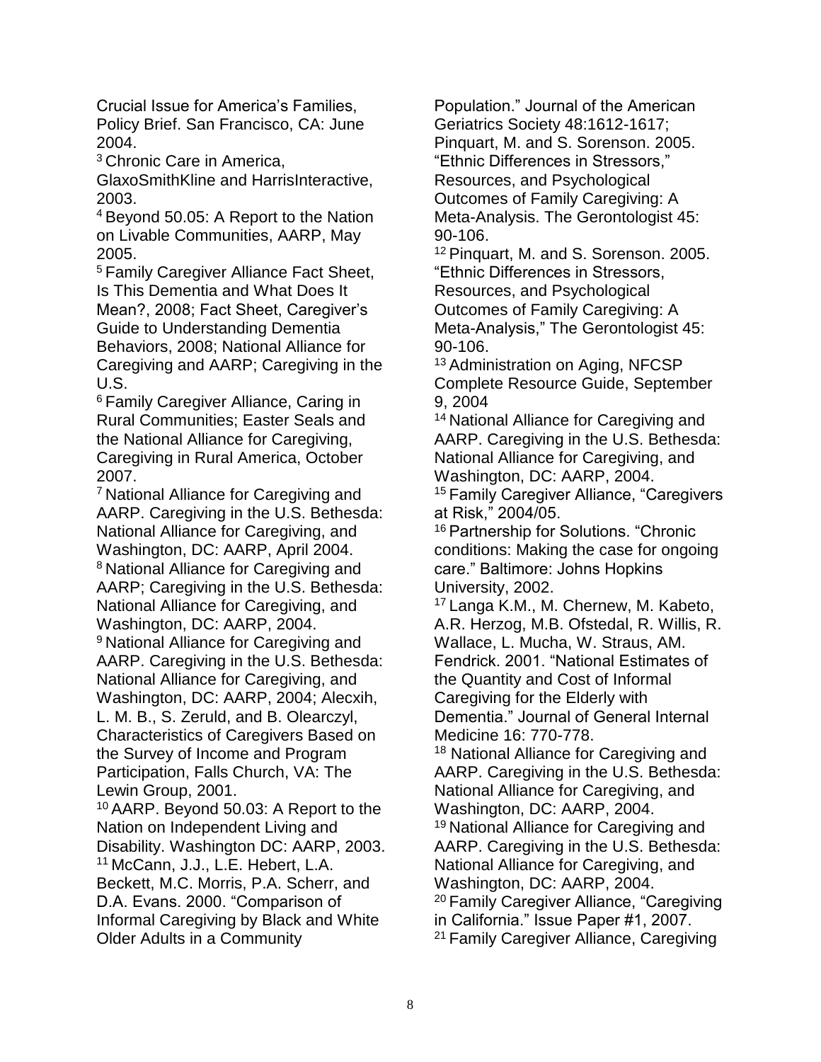Crucial Issue for America's Families, Policy Brief. San Francisco, CA: June 2004.

[3] Chronic Care in America, GlaxoSmithKline and HarrisInteractive, 2003.

[4] Beyond 50.05: A Report to the Nation on Livable Communities, AARP, May 2005.

[5] Family Caregiver Alliance Fact Sheet, Is This Dementia and What Does It Mean?, 2008; Fact Sheet, Caregiver's Guide to Understanding Dementia Behaviors, 2008; National Alliance for Caregiving and AARP; Caregiving in the U.S.

[6] Family Caregiver Alliance, Caring in Rural Communities; Easter Seals and the National Alliance for Caregiving, Caregiving in Rural America, October 2007.

[7] National Alliance for Caregiving and AARP. Caregiving in the U.S. Bethesda: National Alliance for Caregiving, and Washington, DC: AARP, April 2004.

[8] National Alliance for Caregiving and AARP; Caregiving in the U.S. Bethesda: National Alliance for Caregiving, and Washington, DC: AARP, 2004.

[9] National Alliance for Caregiving and AARP. Caregiving in the U.S. Bethesda: National Alliance for Caregiving, and Washington, DC: AARP, 2004; Alecxih, L. M. B., S. Zeruld, and B. Olearczyl, Characteristics of Caregivers Based on the Survey of Income and Program Participation, Falls Church, VA: The Lewin Group, 2001.

[10] AARP. Beyond 50.03: A Report to the Nation on Independent Living and Disability. Washington DC: AARP, 2003.

[11] McCann, J.J., L.E. Hebert, L.A. Beckett, M.C. Morris, P.A. Scherr, and D.A. Evans. 2000. "Comparison of Informal Caregiving by Black and White Older Adults in a Community Population." Journal of the American Geriatrics Society 48:1612-1617; Pinquart, M. and S. Sorenson. 2005. "Ethnic Differences in Stressors," Resources, and Psychological Outcomes of Family Caregiving: A Meta-Analysis. The Gerontologist 45: 90-106.

[12] Pinquart, M. and S. Sorenson. 2005. "Ethnic Differences in Stressors, Resources, and Psychological Outcomes of Family Caregiving: A Meta-Analysis," The Gerontologist 45: 90-106.

[13] Administration on Aging, NFCSP Complete Resource Guide, September 9, 2004

[14] National Alliance for Caregiving and AARP. Caregiving in the U.S. Bethesda: National Alliance for Caregiving, and Washington, DC: AARP, 2004.

[15] Family Caregiver Alliance, "Caregivers at Risk," 2004/05.

[16] Partnership for Solutions. "Chronic conditions: Making the case for ongoing care." Baltimore: Johns Hopkins University, 2002.

[17] Langa K.M., M. Chernew, M. Kabeto, A.R. Herzog, M.B. Ofstedal, R. Willis, R. Wallace, L. Mucha, W. Straus, AM. Fendrick. 2001. "National Estimates of the Quantity and Cost of Informal Caregiving for the Elderly with Dementia." Journal of General Internal Medicine 16: 770-778.

[18] National Alliance for Caregiving and AARP. Caregiving in the U.S. Bethesda: National Alliance for Caregiving, and Washington, DC: AARP, 2004.

[19] National Alliance for Caregiving and AARP. Caregiving in the U.S. Bethesda: National Alliance for Caregiving, and Washington, DC: AARP, 2004.

[20] Family Caregiver Alliance, "Caregiving in California." Issue Paper #1, 2007.

[21] Family Caregiver Alliance, Caregiving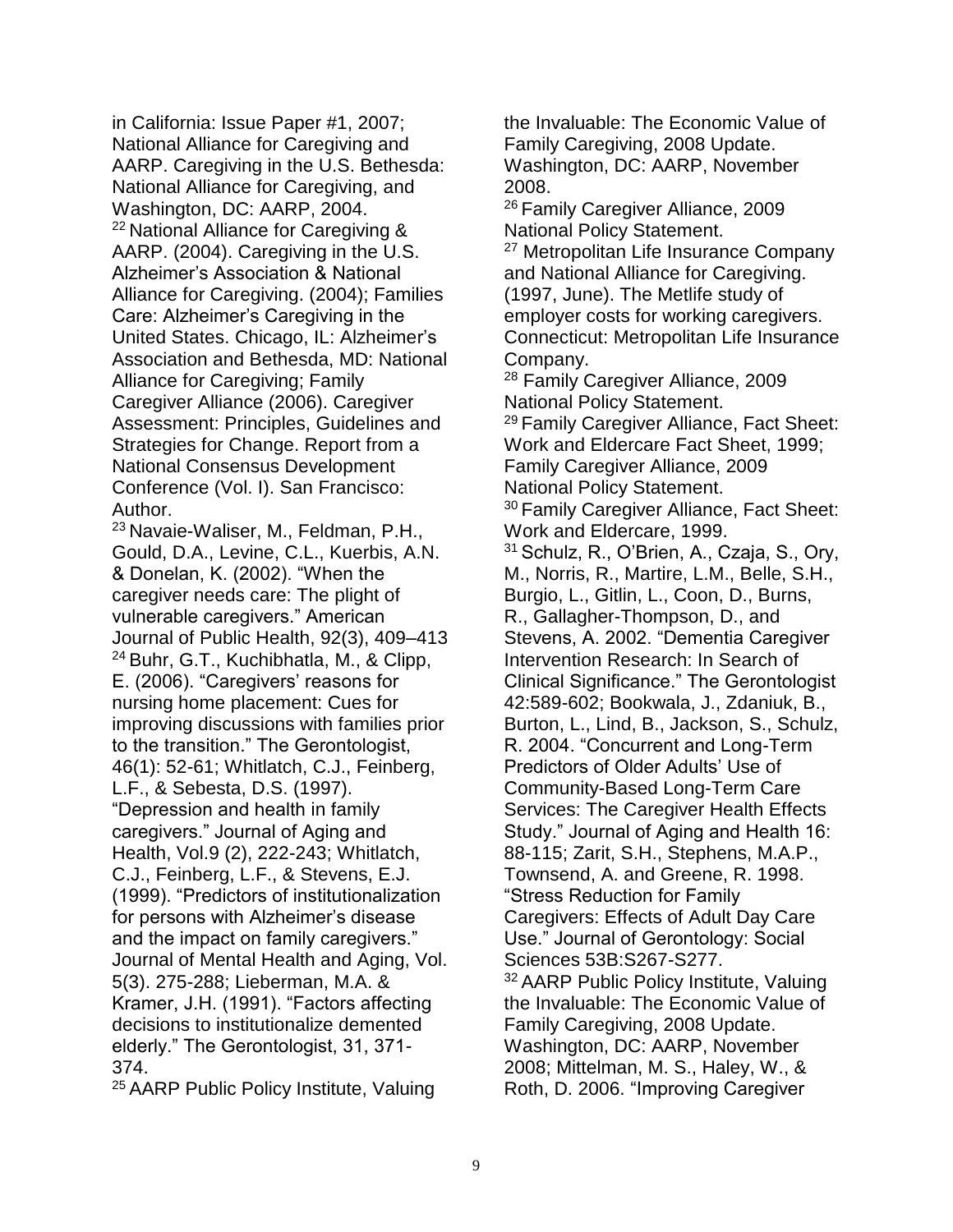in California: Issue Paper #1, 2007; National Alliance for Caregiving and AARP. Caregiving in the U.S. Bethesda: National Alliance for Caregiving, and Washington, DC: AARP, 2004.

[22] National Alliance for Caregiving & AARP. (2004). Caregiving in the U.S. Alzheimer's Association & National Alliance for Caregiving. (2004); Families Care: Alzheimer's Caregiving in the United States. Chicago, IL: Alzheimer's Association and Bethesda, MD: National Alliance for Caregiving; Family Caregiver Alliance (2006). Caregiver Assessment: Principles, Guidelines and Strategies for Change. Report from a National Consensus Development Conference (Vol. I). San Francisco: Author.

[23] Navaie-Waliser, M., Feldman, P.H., Gould, D.A., Levine, C.L., Kuerbis, A.N. & Donelan, K. (2002). "When the caregiver needs care: The plight of vulnerable caregivers." American Journal of Public Health, 92(3), 409–413

[24] Buhr, G.T., Kuchibhatla, M., & Clipp, E. (2006). "Caregivers' reasons for nursing home placement: Cues for improving discussions with families prior to the transition." The Gerontologist, 46(1): 52-61; Whitlatch, C.J., Feinberg, L.F., & Sebesta, D.S. (1997). "Depression and health in family caregivers." Journal of Aging and Health, Vol.9 (2), 222-243; Whitlatch, C.J., Feinberg, L.F., & Stevens, E.J. (1999). "Predictors of institutionalization for persons with Alzheimer's disease and the impact on family caregivers." Journal of Mental Health and Aging, Vol. 5(3). 275-288; Lieberman, M.A. & Kramer, J.H. (1991). "Factors affecting decisions to institutionalize demented elderly." The Gerontologist, 31, 371-374.

[25] AARP Public Policy Institute, Valuing the Invaluable: The Economic Value of Family Caregiving, 2008 Update. Washington, DC: AARP, November 2008.

[26] Family Caregiver Alliance, 2009 National Policy Statement.

[27] Metropolitan Life Insurance Company and National Alliance for Caregiving. (1997, June). The Metlife study of employer costs for working caregivers. Connecticut: Metropolitan Life Insurance Company.

[28] Family Caregiver Alliance, 2009 National Policy Statement.

[29] Family Caregiver Alliance, Fact Sheet: Work and Eldercare Fact Sheet, 1999; Family Caregiver Alliance, 2009 National Policy Statement.

[30] Family Caregiver Alliance, Fact Sheet: Work and Eldercare, 1999.

[31] Schulz, R., O'Brien, A., Czaja, S., Ory, M., Norris, R., Martire, L.M., Belle, S.H., Burgio, L., Gitlin, L., Coon, D., Burns, R., Gallagher-Thompson, D., and Stevens, A. 2002. "Dementia Caregiver Intervention Research: In Search of Clinical Significance." The Gerontologist 42:589-602; Bookwala, J., Zdaniuk, B., Burton, L., Lind, B., Jackson, S., Schulz, R. 2004. "Concurrent and Long-Term Predictors of Older Adults' Use of Community-Based Long-Term Care Services: The Caregiver Health Effects Study." Journal of Aging and Health 16: 88-115; Zarit, S.H., Stephens, M.A.P., Townsend, A. and Greene, R. 1998. "Stress Reduction for Family Caregivers: Effects of Adult Day Care Use." Journal of Gerontology: Social Sciences 53B:S267-S277.

[32] AARP Public Policy Institute, Valuing the Invaluable: The Economic Value of Family Caregiving, 2008 Update. Washington, DC: AARP, November 2008; Mittelman, M. S., Haley, W., & Roth, D. 2006. "Improving Caregiver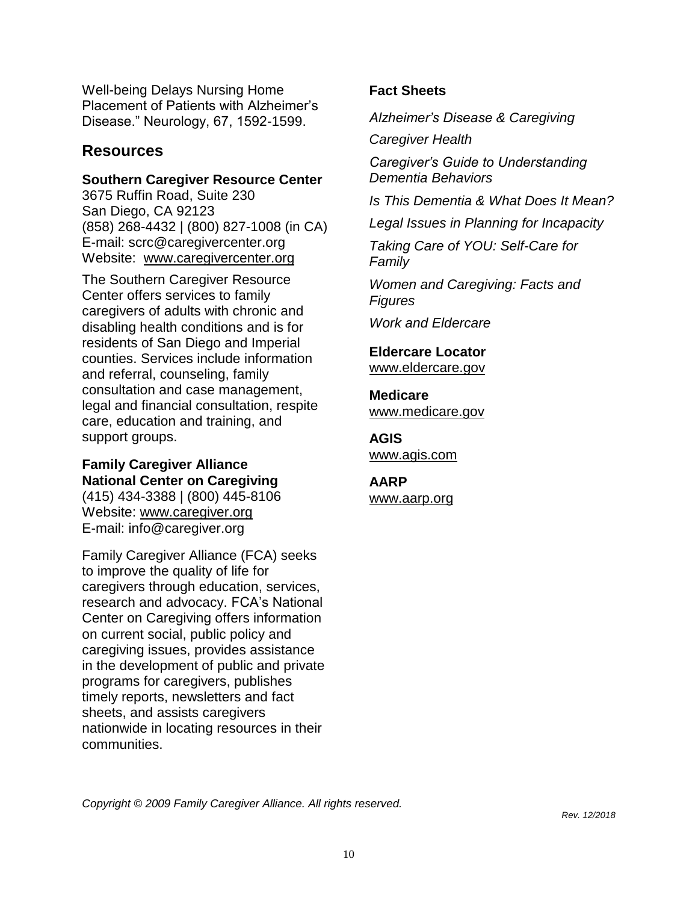Well-being Delays Nursing Home Placement of Patients with Alzheimer's Disease." Neurology, 67, 1592-1599.

## Resources

**Southern Caregiver Resource Center**
3675 Ruffin Road, Suite 230
San Diego, CA 92123
(858) 268-4432 | (800) 827-1008 (in CA)
E-mail: scrc@caregivercenter.org
Website: www.caregivercenter.org

The Southern Caregiver Resource Center offers services to family caregivers of adults with chronic and disabling health conditions and is for residents of San Diego and Imperial counties. Services include information and referral, counseling, family consultation and case management, legal and financial consultation, respite care, education and training, and support groups.

**Family Caregiver Alliance**
**National Center on Caregiving**
(415) 434-3388 | (800) 445-8106
Website: www.caregiver.org
E-mail: info@caregiver.org

Family Caregiver Alliance (FCA) seeks to improve the quality of life for caregivers through education, services, research and advocacy. FCA's National Center on Caregiving offers information on current social, public policy and caregiving issues, provides assistance in the development of public and private programs for caregivers, publishes timely reports, newsletters and fact sheets, and assists caregivers nationwide in locating resources in their communities.

**Fact Sheets**

*Alzheimer's Disease & Caregiving*

*Caregiver Health*

*Caregiver's Guide to Understanding Dementia Behaviors*

*Is This Dementia & What Does It Mean?*

*Legal Issues in Planning for Incapacity*

*Taking Care of YOU: Self-Care for Family*

*Women and Caregiving: Facts and Figures*

*Work and Eldercare*

**Eldercare Locator**
www.eldercare.gov

**Medicare**
www.medicare.gov

**AGIS**
www.agis.com

**AARP**
www.aarp.org

*Copyright © 2009 Family Caregiver Alliance. All rights reserved.*

*Rev. 12/2018*